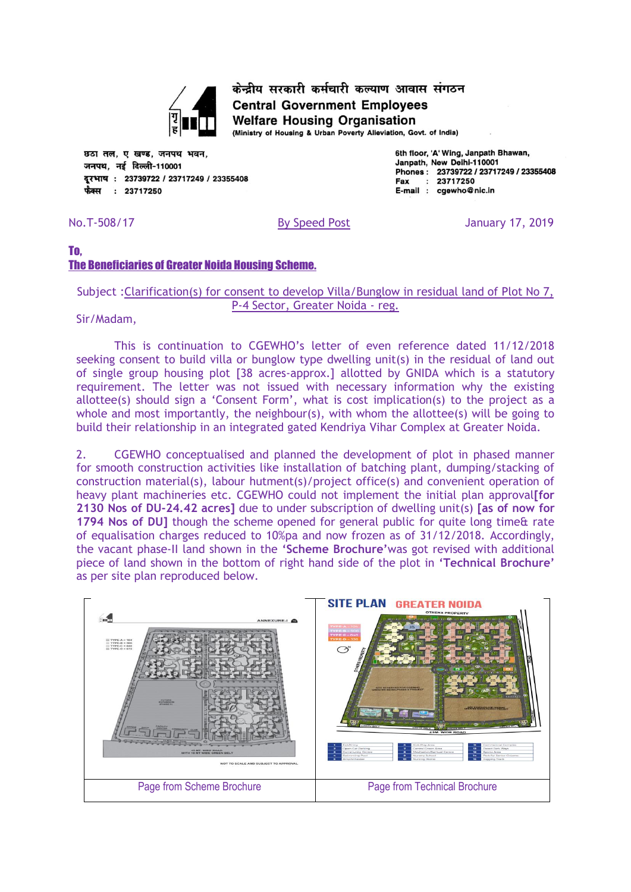केन्द्रीय सरकारी कर्मचारी कल्याण आवास संगठन

**Central Government Employees Welfare Housing Organisation**

(Ministry of Housing & Urban Poverty Alleviation, Govt. of India)

छठा तल, ए खण्ड, जनपथ भवन,
जनपथ, नई दिल्ली-110001
दूरभाष : 23739722 / 23717249 / 23355408
फैक्स : 23717250

6th floor, 'A' Wing, Janpath Bhawan,
Janpath, New Delhi-110001
Phones : 23739722 / 23717249 / 23355408
Fax : 23717250
E-mail : cgewho@nic.in

No.T-508/17 By Speed Post January 17, 2019

**To,**
**The Beneficiaries of Greater Noida Housing Scheme.**

Subject : Clarification(s) for consent to develop Villa/Bunglow in residual land of Plot No 7, P-4 Sector, Greater Noida - reg.

Sir/Madam,

This is continuation to CGEWHO's letter of even reference dated 11/12/2018 seeking consent to build villa or bunglow type dwelling unit(s) in the residual of land out of single group housing plot [38 acres-approx.] allotted by GNIDA which is a statutory requirement. The letter was not issued with necessary information why the existing allottee(s) should sign a 'Consent Form', what is cost implication(s) to the project as a whole and most importantly, the neighbour(s), with whom the allottee(s) will be going to build their relationship in an integrated gated Kendriya Vihar Complex at Greater Noida.

2. CGEWHO conceptualised and planned the development of plot in phased manner for smooth construction activities like installation of batching plant, dumping/stacking of construction material(s), labour hutment(s)/project office(s) and convenient operation of heavy plant machineries etc. CGEWHO could not implement the initial plan approval**[for 2130 Nos of DU-24.42 acres]** due to under subscription of dwelling unit(s) **[as of now for 1794 Nos of DU]** though the scheme opened for general public for quite long time& rate of equalisation charges reduced to 10%pa and now frozen as of 31/12/2018. Accordingly, the vacant phase-II land shown in the **'Scheme Brochure'**was got revised with additional piece of land shown in the bottom of right hand side of the plot in **'Technical Brochure'** as per site plan reproduced below.

| Page from Scheme Brochure | Page from Technical Brochure |
| --- | --- |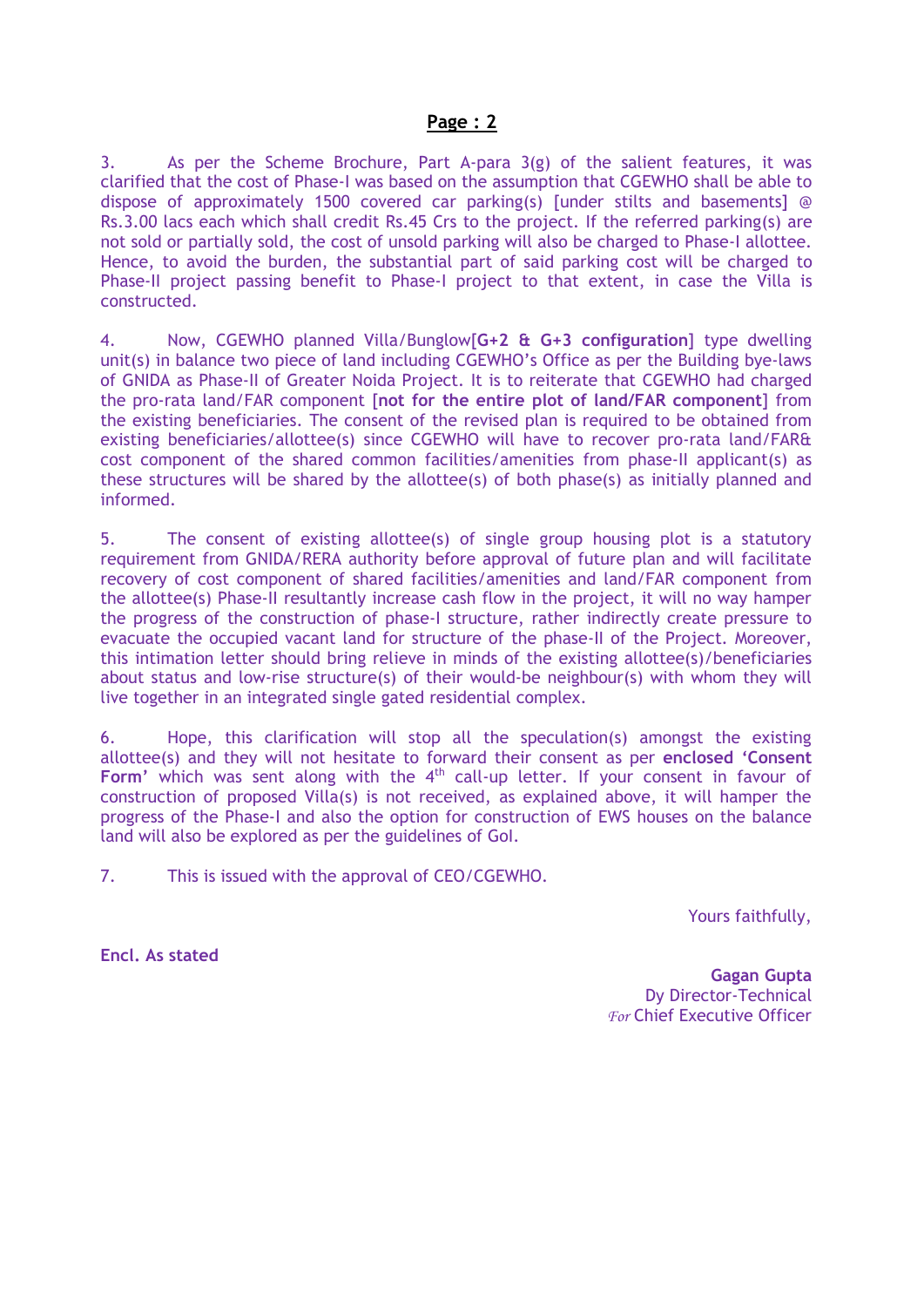3. As per the Scheme Brochure, Part A-para 3(g) of the salient features, it was clarified that the cost of Phase-I was based on the assumption that CGEWHO shall be able to dispose of approximately 1500 covered car parking(s) [under stilts and basements] @ Rs.3.00 lacs each which shall credit Rs.45 Crs to the project. If the referred parking(s) are not sold or partially sold, the cost of unsold parking will also be charged to Phase-I allottee. Hence, to avoid the burden, the substantial part of said parking cost will be charged to Phase-II project passing benefit to Phase-I project to that extent, in case the Villa is constructed.

4. Now, CGEWHO planned Villa/Bunglow[**G+2 & G+3 configuration**] type dwelling unit(s) in balance two piece of land including CGEWHO's Office as per the Building bye-laws of GNIDA as Phase-II of Greater Noida Project. It is to reiterate that CGEWHO had charged the pro-rata land/FAR component [**not for the entire plot of land/FAR component**] from the existing beneficiaries. The consent of the revised plan is required to be obtained from existing beneficiaries/allottee(s) since CGEWHO will have to recover pro-rata land/FAR& cost component of the shared common facilities/amenities from phase-II applicant(s) as these structures will be shared by the allottee(s) of both phase(s) as initially planned and informed.

5. The consent of existing allottee(s) of single group housing plot is a statutory requirement from GNIDA/RERA authority before approval of future plan and will facilitate recovery of cost component of shared facilities/amenities and land/FAR component from the allottee(s) Phase-II resultantly increase cash flow in the project, it will no way hamper the progress of the construction of phase-I structure, rather indirectly create pressure to evacuate the occupied vacant land for structure of the phase-II of the Project. Moreover, this intimation letter should bring relieve in minds of the existing allottee(s)/beneficiaries about status and low-rise structure(s) of their would-be neighbour(s) with whom they will live together in an integrated single gated residential complex.

6. Hope, this clarification will stop all the speculation(s) amongst the existing allottee(s) and they will not hesitate to forward their consent as per **enclosed 'Consent Form'** which was sent along with the 4th call-up letter. If your consent in favour of construction of proposed Villa(s) is not received, as explained above, it will hamper the progress of the Phase-I and also the option for construction of EWS houses on the balance land will also be explored as per the guidelines of GoI.

7. This is issued with the approval of CEO/CGEWHO.

Yours faithfully,

**Encl. As stated**

**Gagan Gupta**
Dy Director-Technical
*For* Chief Executive Officer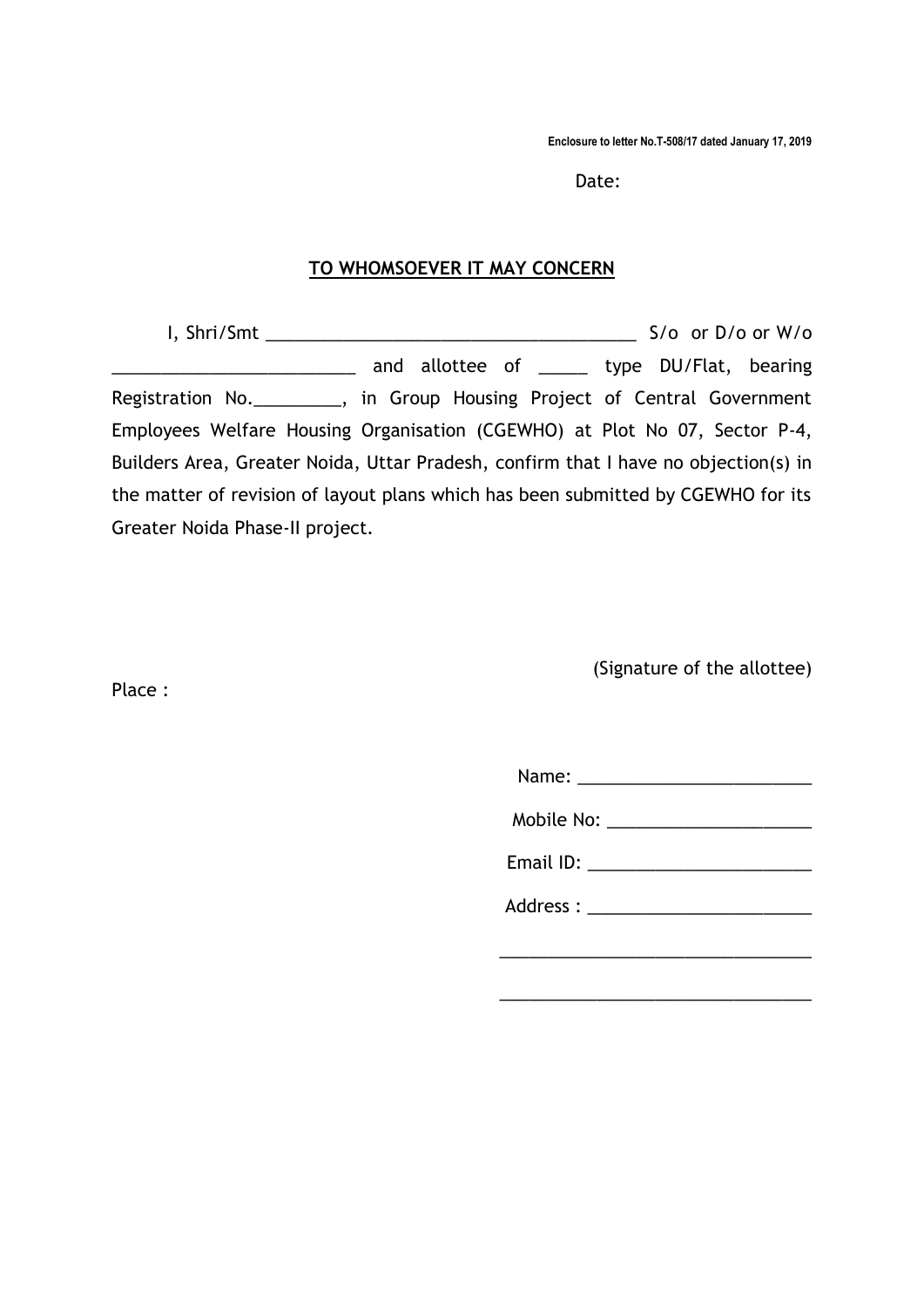Enclosure to letter No.T-508/17 dated January 17, 2019

Date:

**TO WHOMSOEVER IT MAY CONCERN**

I, Shri/Smt ________________________________________ S/o or D/o or W/o __________________________ and allottee of _____ type DU/Flat, bearing Registration No._________, in Group Housing Project of Central Government Employees Welfare Housing Organisation (CGEWHO) at Plot No 07, Sector P-4, Builders Area, Greater Noida, Uttar Pradesh, confirm that I have no objection(s) in the matter of revision of layout plans which has been submitted by CGEWHO for its Greater Noida Phase-II project.

(Signature of the allottee)

Place :

Name: ________________________

Mobile No: ____________________

Email ID: _______________________

Address : _______________________

________________________________

________________________________